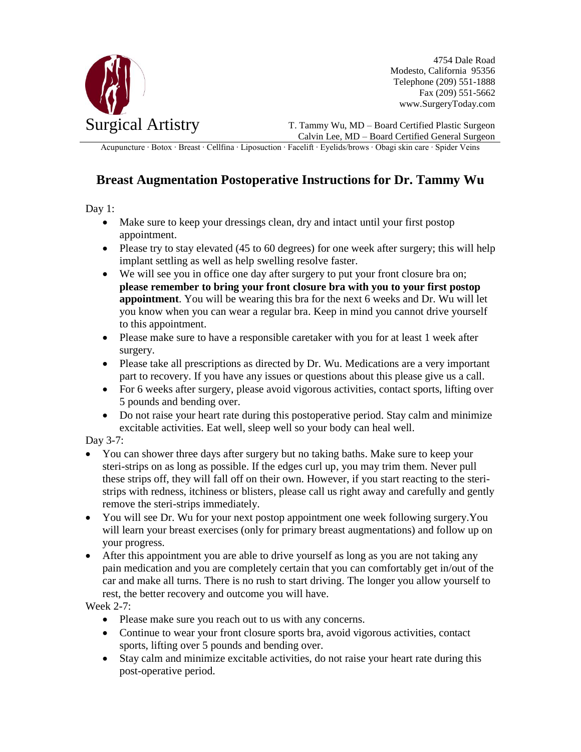Surgical Artistry

4754 Dale Road
Modesto, California 95356
Telephone (209) 551-1888
Fax (209) 551-5662
www.SurgeryToday.com

T. Tammy Wu, MD – Board Certified Plastic Surgeon
Calvin Lee, MD – Board Certified General Surgeon

Acupuncture · Botox · Breast · Cellfina · Liposuction · Facelift · Eyelids/brows · Obagi skin care · Spider Veins

# Breast Augmentation Postoperative Instructions for Dr. Tammy Wu

Day 1:

- Make sure to keep your dressings clean, dry and intact until your first postop appointment.
- Please try to stay elevated (45 to 60 degrees) for one week after surgery; this will help implant settling as well as help swelling resolve faster.
- We will see you in office one day after surgery to put your front closure bra on; **please remember to bring your front closure bra with you to your first postop appointment**. You will be wearing this bra for the next 6 weeks and Dr. Wu will let you know when you can wear a regular bra. Keep in mind you cannot drive yourself to this appointment.
- Please make sure to have a responsible caretaker with you for at least 1 week after surgery.
- Please take all prescriptions as directed by Dr. Wu. Medications are a very important part to recovery. If you have any issues or questions about this please give us a call.
- For 6 weeks after surgery, please avoid vigorous activities, contact sports, lifting over 5 pounds and bending over.
- Do not raise your heart rate during this postoperative period. Stay calm and minimize excitable activities. Eat well, sleep well so your body can heal well.

Day 3-7:

- You can shower three days after surgery but no taking baths. Make sure to keep your steri-strips on as long as possible. If the edges curl up, you may trim them. Never pull these strips off, they will fall off on their own. However, if you start reacting to the steri-strips with redness, itchiness or blisters, please call us right away and carefully and gently remove the steri-strips immediately.
- You will see Dr. Wu for your next postop appointment one week following surgery.You will learn your breast exercises (only for primary breast augmentations) and follow up on your progress.
- After this appointment you are able to drive yourself as long as you are not taking any pain medication and you are completely certain that you can comfortably get in/out of the car and make all turns. There is no rush to start driving. The longer you allow yourself to rest, the better recovery and outcome you will have.

Week 2-7:

- Please make sure you reach out to us with any concerns.
- Continue to wear your front closure sports bra, avoid vigorous activities, contact sports, lifting over 5 pounds and bending over.
- Stay calm and minimize excitable activities, do not raise your heart rate during this post-operative period.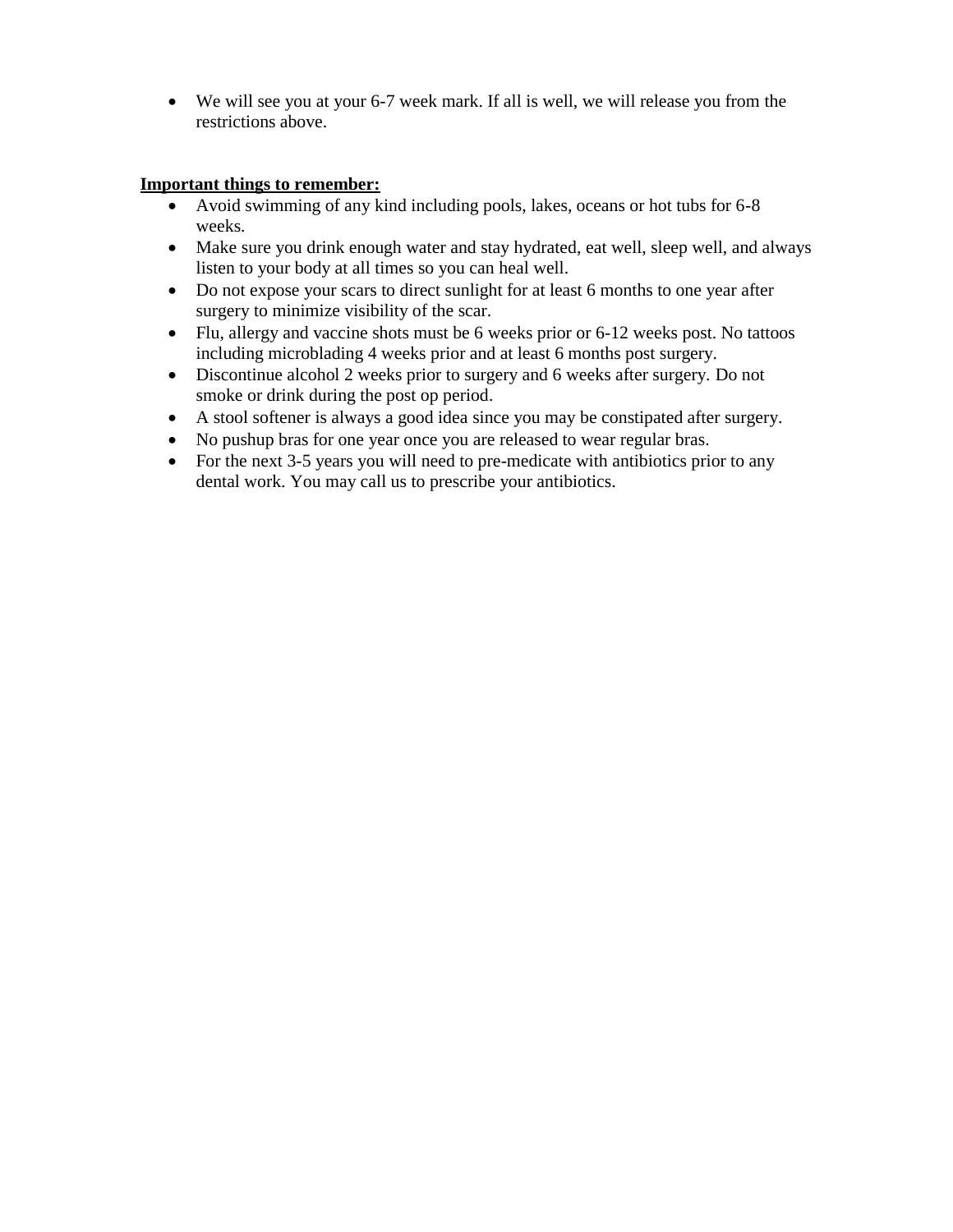- We will see you at your 6-7 week mark. If all is well, we will release you from the restrictions above.

**Important things to remember:**

- Avoid swimming of any kind including pools, lakes, oceans or hot tubs for 6-8 weeks.
- Make sure you drink enough water and stay hydrated, eat well, sleep well, and always listen to your body at all times so you can heal well.
- Do not expose your scars to direct sunlight for at least 6 months to one year after surgery to minimize visibility of the scar.
- Flu, allergy and vaccine shots must be 6 weeks prior or 6-12 weeks post. No tattoos including microblading 4 weeks prior and at least 6 months post surgery.
- Discontinue alcohol 2 weeks prior to surgery and 6 weeks after surgery. Do not smoke or drink during the post op period.
- A stool softener is always a good idea since you may be constipated after surgery.
- No pushup bras for one year once you are released to wear regular bras.
- For the next 3-5 years you will need to pre-medicate with antibiotics prior to any dental work. You may call us to prescribe your antibiotics.